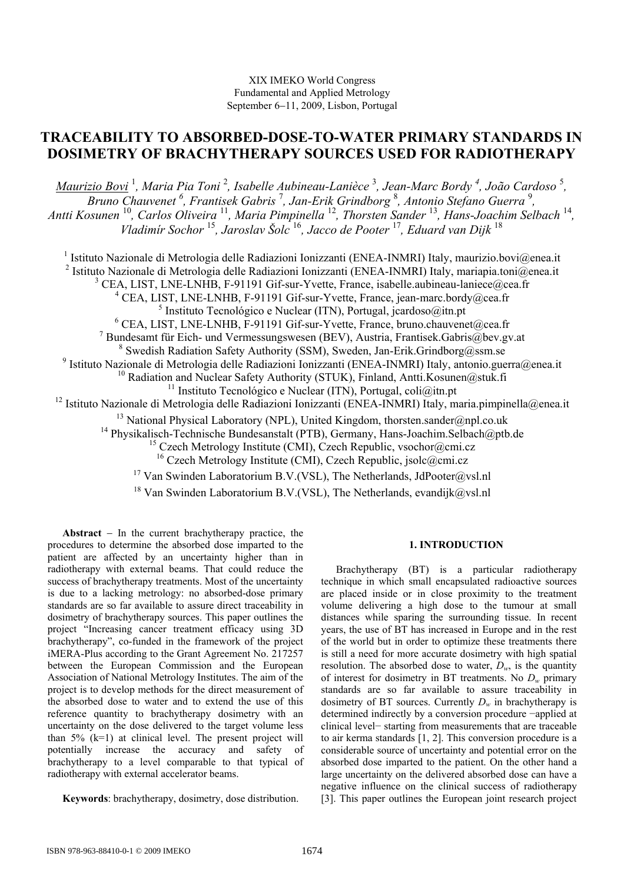XIX IMEKO World Congress
Fundamental and Applied Metrology
September 6−11, 2009, Lisbon, Portugal

# TRACEABILITY TO ABSORBED-DOSE-TO-WATER PRIMARY STANDARDS IN DOSIMETRY OF BRACHYTHERAPY SOURCES USED FOR RADIOTHERAPY

Maurizio Bovi [1], Maria Pia Toni [2], Isabelle Aubineau-Lanièce [3], Jean-Marc Bordy [4], João Cardoso [5], Bruno Chauvenet [6], Frantisek Gabris [7], Jan-Erik Grindborg [8], Antonio Stefano Guerra [9], Antti Kosunen [10], Carlos Oliveira [11], Maria Pimpinella [12], Thorsten Sander [13], Hans-Joachim Selbach [14], Vladimír Sochor [15], Jaroslav Šolc [16], Jacco de Pooter [17], Eduard van Dijk [18]

[1] Istituto Nazionale di Metrologia delle Radiazioni Ionizzanti (ENEA-INMRI) Italy, maurizio.bovi@enea.it
[2] Istituto Nazionale di Metrologia delle Radiazioni Ionizzanti (ENEA-INMRI) Italy, mariapia.toni@enea.it
[3] CEA, LIST, LNE-LNHB, F-91191 Gif-sur-Yvette, France, isabelle.aubineau-laniece@cea.fr
[4] CEA, LIST, LNE-LNHB, F-91191 Gif-sur-Yvette, France, jean-marc.bordy@cea.fr
[5] Instituto Tecnológico e Nuclear (ITN), Portugal, jcardoso@itn.pt
[6] CEA, LIST, LNE-LNHB, F-91191 Gif-sur-Yvette, France, bruno.chauvenet@cea.fr
[7] Bundesamt für Eich- und Vermessungswesen (BEV), Austria, Frantisek.Gabris@bev.gv.at
[8] Swedish Radiation Safety Authority (SSM), Sweden, Jan-Erik.Grindborg@ssm.se
[9] Istituto Nazionale di Metrologia delle Radiazioni Ionizzanti (ENEA-INMRI) Italy, antonio.guerra@enea.it
[10] Radiation and Nuclear Safety Authority (STUK), Finland, Antti.Kosunen@stuk.fi
[11] Instituto Tecnológico e Nuclear (ITN), Portugal, coli@itn.pt
[12] Istituto Nazionale di Metrologia delle Radiazioni Ionizzanti (ENEA-INMRI) Italy, maria.pimpinella@enea.it
[13] National Physical Laboratory (NPL), United Kingdom, thorsten.sander@npl.co.uk
[14] Physikalisch-Technische Bundesanstalt (PTB), Germany, Hans-Joachim.Selbach@ptb.de
[15] Czech Metrology Institute (CMI), Czech Republic, vsochor@cmi.cz
[16] Czech Metrology Institute (CMI), Czech Republic, jsolc@cmi.cz
[17] Van Swinden Laboratorium B.V.(VSL), The Netherlands, JdPooter@vsl.nl
[18] Van Swinden Laboratorium B.V.(VSL), The Netherlands, evandijk@vsl.nl

**Abstract** − In the current brachytherapy practice, the procedures to determine the absorbed dose imparted to the patient are affected by an uncertainty higher than in radiotherapy with external beams. That could reduce the success of brachytherapy treatments. Most of the uncertainty is due to a lacking metrology: no absorbed-dose primary standards are so far available to assure direct traceability in dosimetry of brachytherapy sources. This paper outlines the project "Increasing cancer treatment efficacy using 3D brachytherapy", co-funded in the framework of the project iMERA-Plus according to the Grant Agreement No. 217257 between the European Commission and the European Association of National Metrology Institutes. The aim of the project is to develop methods for the direct measurement of the absorbed dose to water and to extend the use of this reference quantity to brachytherapy dosimetry with an uncertainty on the dose delivered to the target volume less than 5% (k=1) at clinical level. The present project will potentially increase the accuracy and safety of brachytherapy to a level comparable to that typical of radiotherapy with external accelerator beams.

**Keywords**: brachytherapy, dosimetry, dose distribution.

## 1. INTRODUCTION

Brachytherapy (BT) is a particular radiotherapy technique in which small encapsulated radioactive sources are placed inside or in close proximity to the treatment volume delivering a high dose to the tumour at small distances while sparing the surrounding tissue. In recent years, the use of BT has increased in Europe and in the rest of the world but in order to optimize these treatments there is still a need for more accurate dosimetry with high spatial resolution. The absorbed dose to water, $D_w$, is the quantity of interest for dosimetry in BT treatments. No $D_w$ primary standards are so far available to assure traceability in dosimetry of BT sources. Currently $D_w$ in brachytherapy is determined indirectly by a conversion procedure −applied at clinical level− starting from measurements that are traceable to air kerma standards [1, 2]. This conversion procedure is a considerable source of uncertainty and potential error on the absorbed dose imparted to the patient. On the other hand a large uncertainty on the delivered absorbed dose can have a negative influence on the clinical success of radiotherapy [3]. This paper outlines the European joint research project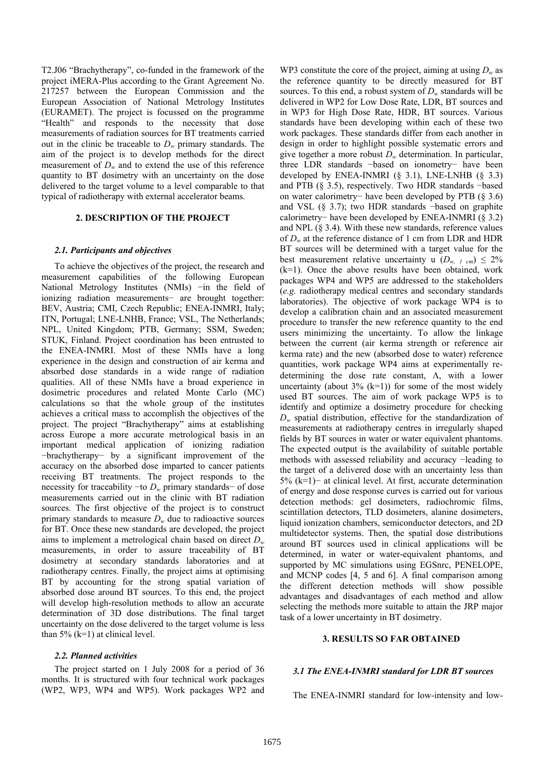T2.J06 “Brachytherapy”, co-funded in the framework of the project iMERA-Plus according to the Grant Agreement No. 217257 between the European Commission and the European Association of National Metrology Institutes (EURAMET). The project is focussed on the programme “Health” and responds to the necessity that dose measurements of radiation sources for BT treatments carried out in the clinic be traceable to $D_w$ primary standards. The aim of the project is to develop methods for the direct measurement of $D_w$ and to extend the use of this reference quantity to BT dosimetry with an uncertainty on the dose delivered to the target volume to a level comparable to that typical of radiotherapy with external accelerator beams.

## 2. DESCRIPTION OF THE PROJECT

### *2.1. Participants and objectives*

To achieve the objectives of the project, the research and measurement capabilities of the following European National Metrology Institutes (NMIs) −in the field of ionizing radiation measurements− are brought together: BEV, Austria; CMI, Czech Republic; ENEA-INMRI, Italy; ITN, Portugal; LNE-LNHB, France; VSL, The Netherlands; NPL, United Kingdom; PTB, Germany; SSM, Sweden; STUK, Finland. Project coordination has been entrusted to the ENEA-INMRI. Most of these NMIs have a long experience in the design and construction of air kerma and absorbed dose standards in a wide range of radiation qualities. All of these NMIs have a broad experience in dosimetric procedures and related Monte Carlo (MC) calculations so that the whole group of the institutes achieves a critical mass to accomplish the objectives of the project. The project “Brachytherapy” aims at establishing across Europe a more accurate metrological basis in an important medical application of ionizing radiation −brachytherapy− by a significant improvement of the accuracy on the absorbed dose imparted to cancer patients receiving BT treatments. The project responds to the necessity for traceability −to $D_w$ primary standards− of dose measurements carried out in the clinic with BT radiation sources. The first objective of the project is to construct primary standards to measure $D_w$ due to radioactive sources for BT. Once these new standards are developed, the project aims to implement a metrological chain based on direct $D_w$ measurements, in order to assure traceability of BT dosimetry at secondary standards laboratories and at radiotherapy centres. Finally, the project aims at optimising BT by accounting for the strong spatial variation of absorbed dose around BT sources. To this end, the project will develop high-resolution methods to allow an accurate determination of 3D dose distributions. The final target uncertainty on the dose delivered to the target volume is less than 5% (k=1) at clinical level.

### *2.2. Planned activities*

The project started on 1 July 2008 for a period of 36 months. It is structured with four technical work packages (WP2, WP3, WP4 and WP5). Work packages WP2 and WP3 constitute the core of the project, aiming at using $D_w$ as the reference quantity to be directly measured for BT sources. To this end, a robust system of $D_w$ standards will be delivered in WP2 for Low Dose Rate, LDR, BT sources and in WP3 for High Dose Rate, HDR, BT sources. Various standards have been developing within each of these two work packages. These standards differ from each another in design in order to highlight possible systematic errors and give together a more robust $D_w$ determination. In particular, three LDR standards −based on ionometry− have been developed by ENEA-INMRI (§ 3.1), LNE-LNHB (§ 3.3) and PTB (§ 3.5), respectively. Two HDR standards −based on water calorimetry− have been developed by PTB (§ 3.6) and VSL (§ 3.7); two HDR standards −based on graphite calorimetry− have been developed by ENEA-INMRI (§ 3.2) and NPL (§ 3.4). With these new standards, reference values of $D_w$ at the reference distance of 1 cm from LDR and HDR BT sources will be determined with a target value for the best measurement relative uncertainty u ($D_{w,\ 1\ cm}$) ≤ 2% (k=1). Once the above results have been obtained, work packages WP4 and WP5 are addressed to the stakeholders (*e.g.* radiotherapy medical centres and secondary standards laboratories). The objective of work package WP4 is to develop a calibration chain and an associated measurement procedure to transfer the new reference quantity to the end users minimizing the uncertainty. To allow the linkage between the current (air kerma strength or reference air kerma rate) and the new (absorbed dose to water) reference quantities, work package WP4 aims at experimentally re-determining the dose rate constant, Λ, with a lower uncertainty (about 3% (k=1)) for some of the most widely used BT sources. The aim of work package WP5 is to identify and optimize a dosimetry procedure for checking $D_w$ spatial distribution, effective for the standardization of measurements at radiotherapy centres in irregularly shaped fields by BT sources in water or water equivalent phantoms. The expected output is the availability of suitable portable methods with assessed reliability and accuracy −leading to the target of a delivered dose with an uncertainty less than 5% (k=1)− at clinical level. At first, accurate determination of energy and dose response curves is carried out for various detection methods: gel dosimeters, radiochromic films, scintillation detectors, TLD dosimeters, alanine dosimeters, liquid ionization chambers, semiconductor detectors, and 2D multidetector systems. Then, the spatial dose distributions around BT sources used in clinical applications will be determined, in water or water-equivalent phantoms, and supported by MC simulations using EGSnrc, PENELOPE, and MCNP codes [4, 5 and 6]. A final comparison among the different detection methods will show possible advantages and disadvantages of each method and allow selecting the methods more suitable to attain the JRP major task of a lower uncertainty in BT dosimetry.

## 3. RESULTS SO FAR OBTAINED

### *3.1 The ENEA-INMRI standard for LDR BT sources*

The ENEA-INMRI standard for low-intensity and low-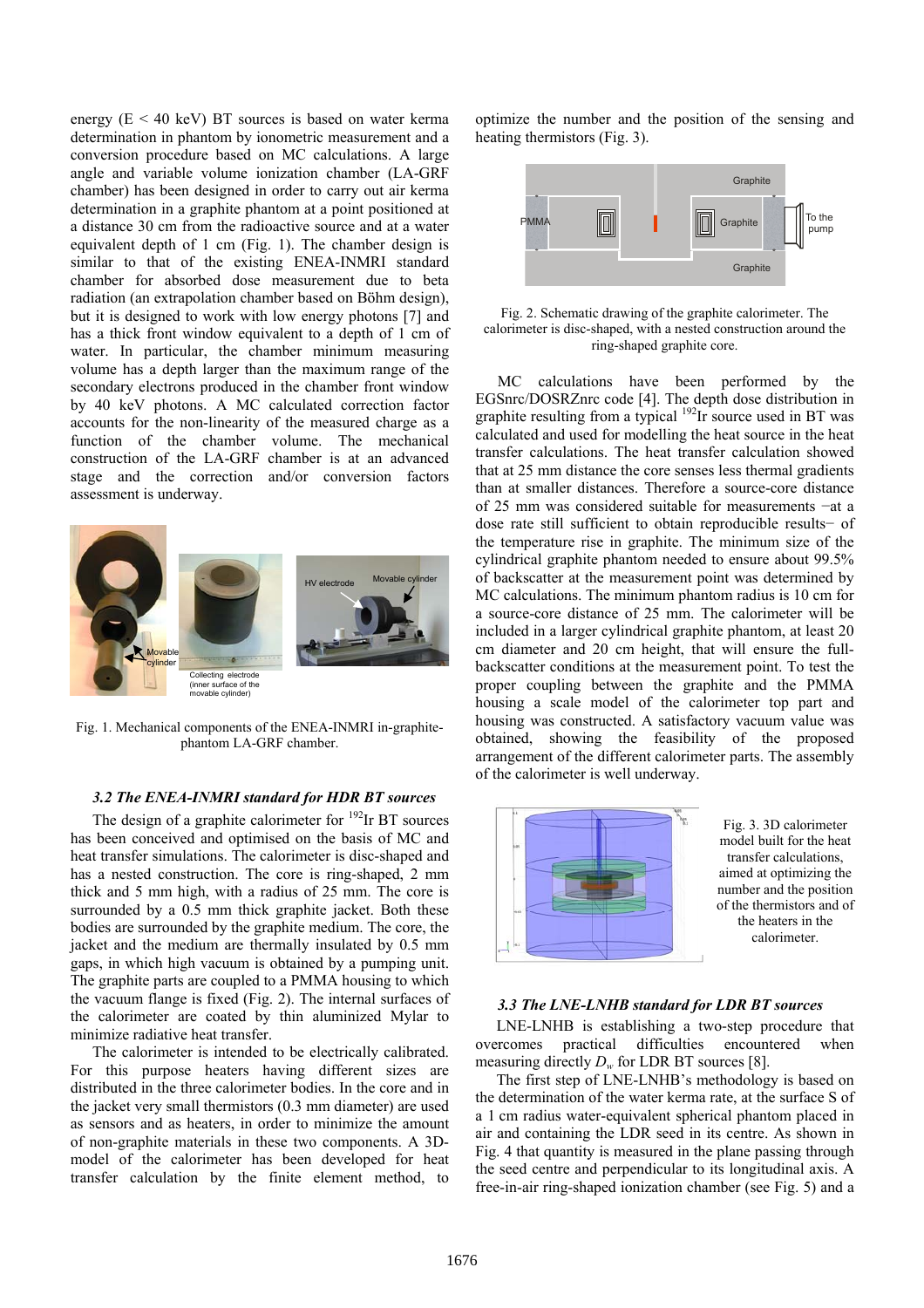energy (E < 40 keV) BT sources is based on water kerma determination in phantom by ionometric measurement and a conversion procedure based on MC calculations. A large angle and variable volume ionization chamber (LA-GRF chamber) has been designed in order to carry out air kerma determination in a graphite phantom at a point positioned at a distance 30 cm from the radioactive source and at a water equivalent depth of 1 cm (Fig. 1). The chamber design is similar to that of the existing ENEA-INMRI standard chamber for absorbed dose measurement due to beta radiation (an extrapolation chamber based on Böhm design), but it is designed to work with low energy photons [7] and has a thick front window equivalent to a depth of 1 cm of water. In particular, the chamber minimum measuring volume has a depth larger than the maximum range of the secondary electrons produced in the chamber front window by 40 keV photons. A MC calculated correction factor accounts for the non-linearity of the measured charge as a function of the chamber volume. The mechanical construction of the LA-GRF chamber is at an advanced stage and the correction and/or conversion factors assessment is underway.

Fig. 1. Mechanical components of the ENEA-INMRI in-graphite-phantom LA-GRF chamber.

### *3.2 The ENEA-INMRI standard for HDR BT sources*

The design of a graphite calorimeter for $^{192}$Ir BT sources has been conceived and optimised on the basis of MC and heat transfer simulations. The calorimeter is disc-shaped and has a nested construction. The core is ring-shaped, 2 mm thick and 5 mm high, with a radius of 25 mm. The core is surrounded by a 0.5 mm thick graphite jacket. Both these bodies are surrounded by the graphite medium. The core, the jacket and the medium are thermally insulated by 0.5 mm gaps, in which high vacuum is obtained by a pumping unit. The graphite parts are coupled to a PMMA housing to which the vacuum flange is fixed (Fig. 2). The internal surfaces of the calorimeter are coated by thin aluminized Mylar to minimize radiative heat transfer.

The calorimeter is intended to be electrically calibrated. For this purpose heaters having different sizes are distributed in the three calorimeter bodies. In the core and in the jacket very small thermistors (0.3 mm diameter) are used as sensors and as heaters, in order to minimize the amount of non-graphite materials in these two components. A 3D-model of the calorimeter has been developed for heat transfer calculation by the finite element method, to optimize the number and the position of the sensing and heating thermistors (Fig. 3).

Fig. 2. Schematic drawing of the graphite calorimeter. The calorimeter is disc-shaped, with a nested construction around the ring-shaped graphite core.

MC calculations have been performed by the EGSnrc/DOSRZnrc code [4]. The depth dose distribution in graphite resulting from a typical $^{192}$Ir source used in BT was calculated and used for modelling the heat source in the heat transfer calculations. The heat transfer calculation showed that at 25 mm distance the core senses less thermal gradients than at smaller distances. Therefore a source-core distance of 25 mm was considered suitable for measurements −at a dose rate still sufficient to obtain reproducible results− of the temperature rise in graphite. The minimum size of the cylindrical graphite phantom needed to ensure about 99.5% of backscatter at the measurement point was determined by MC calculations. The minimum phantom radius is 10 cm for a source-core distance of 25 mm. The calorimeter will be included in a larger cylindrical graphite phantom, at least 20 cm diameter and 20 cm height, that will ensure the full-backscatter conditions at the measurement point. To test the proper coupling between the graphite and the PMMA housing a scale model of the calorimeter top part and housing was constructed. A satisfactory vacuum value was obtained, showing the feasibility of the proposed arrangement of the different calorimeter parts. The assembly of the calorimeter is well underway.

Fig. 3. 3D calorimeter model built for the heat transfer calculations, aimed at optimizing the number and the position of the thermistors and of the heaters in the calorimeter.

### *3.3 The LNE-LNHB standard for LDR BT sources*

LNE-LNHB is establishing a two-step procedure that overcomes practical difficulties encountered when measuring directly $D_w$ for LDR BT sources [8].

The first step of LNE-LNHB's methodology is based on the determination of the water kerma rate, at the surface S of a 1 cm radius water-equivalent spherical phantom placed in air and containing the LDR seed in its centre. As shown in Fig. 4 that quantity is measured in the plane passing through the seed centre and perpendicular to its longitudinal axis. A free-in-air ring-shaped ionization chamber (see Fig. 5) and a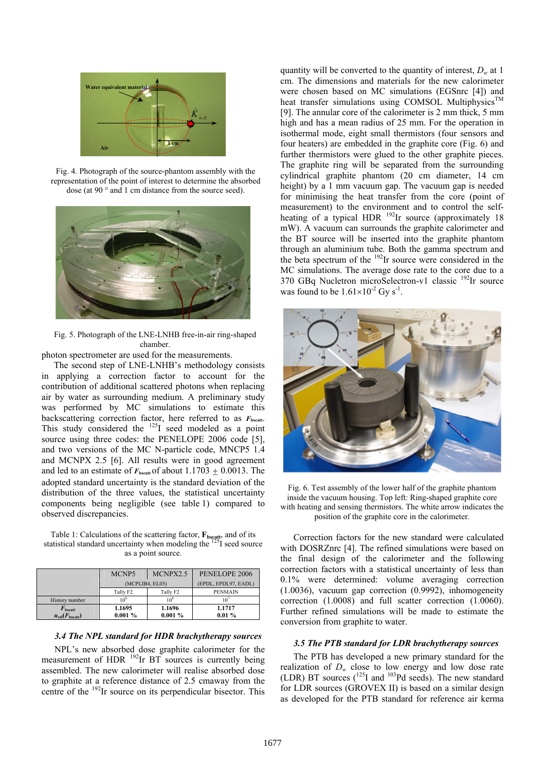Fig. 4. Photograph of the source-phantom assembly with the representation of the point of interest to determine the absorbed dose (at 90 ° and 1 cm distance from the source seed).

Fig. 5. Photograph of the LNE-LNHB free-in-air ring-shaped chamber.

photon spectrometer are used for the measurements.

The second step of LNE-LNHB's methodology consists in applying a correction factor to account for the contribution of additional scattered photons when replacing air by water as surrounding medium. A preliminary study was performed by MC simulations to estimate this backscattering correction factor, here referred to as $F_{bscatt}$. This study considered the $^{125}$I seed modeled as a point source using three codes: the PENELOPE 2006 code [5], and two versions of the MC N-particle code, MCNP5 1.4 and MCNPX 2.5 [6]. All results were in good agreement and led to an estimate of $F_{bscatt}$ of about 1.1703 ± 0.0013. The adopted standard uncertainty is the standard deviation of the distribution of the three values, the statistical uncertainty components being negligible (see table 1) compared to observed discrepancies.

Table 1: Calculations of the scattering factor, $\mathbf{F_{bscatt}}$, and of its statistical standard uncertainty when modeling the $^{125}$I seed source as a point source.

| | MCNP5 | MCNPX2.5 | PENELOPE 2006 |
|---|---|---|---|
| | (MCPLIB4, EL03) | | (EPDL, EPDL97, EADL) |
| | Tally F2 | Tally F2 | PENMAIN |
| History number | $10^8$ | $10^8$ | $10^7$ |
| $F_{bscatt}$ / $u_{rel}(F_{bscatt})$ | **1.1695** / **0.001 %** | **1.1696** / **0.001 %** | **1.1717** / **0.01 %** |

### *3.4 The NPL standard for HDR brachytherapy sources*

NPL's new absorbed dose graphite calorimeter for the measurement of HDR $^{192}$Ir BT sources is currently being assembled. The new calorimeter will realise absorbed dose to graphite at a reference distance of 2.5 cmaway from the centre of the $^{192}$Ir source on its perpendicular bisector. This quantity will be converted to the quantity of interest, $D_w$ at 1 cm. The dimensions and materials for the new calorimeter were chosen based on MC simulations (EGSnrc [4]) and heat transfer simulations using COMSOL Multiphysics™ [9]. The annular core of the calorimeter is 2 mm thick, 5 mm high and has a mean radius of 25 mm. For the operation in isothermal mode, eight small thermistors (four sensors and four heaters) are embedded in the graphite core (Fig. 6) and further thermistors were glued to the other graphite pieces. The graphite ring will be separated from the surrounding cylindrical graphite phantom (20 cm diameter, 14 cm height) by a 1 mm vacuum gap. The vacuum gap is needed for minimising the heat transfer from the core (point of measurement) to the environment and to control the self-heating of a typical HDR $^{192}$Ir source (approximately 18 mW). A vacuum can surrounds the graphite calorimeter and the BT source will be inserted into the graphite phantom through an aluminium tube. Both the gamma spectrum and the beta spectrum of the $^{192}$Ir source were considered in the MC simulations. The average dose rate to the core due to a 370 GBq Nucletron microSelectron-v1 classic $^{192}$Ir source was found to be $1.61\times10^{-2}$ Gy s$^{-1}$.

Fig. 6. Test assembly of the lower half of the graphite phantom inside the vacuum housing. Top left: Ring-shaped graphite core with heating and sensing thermistors. The white arrow indicates the position of the graphite core in the calorimeter.

Correction factors for the new standard were calculated with DOSRZnrc [4]. The refined simulations were based on the final design of the calorimeter and the following correction factors with a statistical uncertainty of less than 0.1% were determined: volume averaging correction (1.0036), vacuum gap correction (0.9992), inhomogeneity correction (1.0008) and full scatter correction (1.0060). Further refined simulations will be made to estimate the conversion from graphite to water.

### *3.5 The PTB standard for LDR brachytherapy sources*

The PTB has developed a new primary standard for the realization of $D_w$ close to low energy and low dose rate (LDR) BT sources ($^{125}$I and $^{103}$Pd seeds). The new standard for LDR sources (GROVEX II) is based on a similar design as developed for the PTB standard for reference air kerma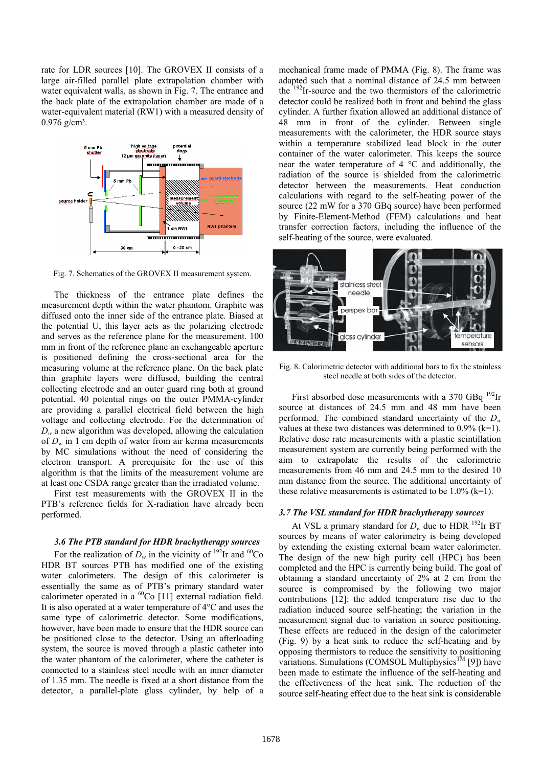rate for LDR sources [10]. The GROVEX II consists of a large air-filled parallel plate extrapolation chamber with water equivalent walls, as shown in Fig. 7. The entrance and the back plate of the extrapolation chamber are made of a water-equivalent material (RW1) with a measured density of 0.976 g/cm³.

Fig. 7. Schematics of the GROVEX II measurement system.

The thickness of the entrance plate defines the measurement depth within the water phantom. Graphite was diffused onto the inner side of the entrance plate. Biased at the potential U, this layer acts as the polarizing electrode and serves as the reference plane for the measurement. 100 mm in front of the reference plane an exchangeable aperture is positioned defining the cross-sectional area for the measuring volume at the reference plane. On the back plate thin graphite layers were diffused, building the central collecting electrode and an outer guard ring both at ground potential. 40 potential rings on the outer PMMA-cylinder are providing a parallel electrical field between the high voltage and collecting electrode. For the determination of $D_w$ a new algorithm was developed, allowing the calculation of $D_w$ in 1 cm depth of water from air kerma measurements by MC simulations without the need of considering the electron transport. A prerequisite for the use of this algorithm is that the limits of the measurement volume are at least one CSDA range greater than the irradiated volume.

First test measurements with the GROVEX II in the PTB's reference fields for X-radiation have already been performed.

### 3.6 The PTB standard for HDR brachytherapy sources

For the realization of $D_w$ in the vicinity of $^{192}$Ir and $^{60}$Co HDR BT sources PTB has modified one of the existing water calorimeters. The design of this calorimeter is essentially the same as of PTB's primary standard water calorimeter operated in a $^{60}$Co [11] external radiation field. It is also operated at a water temperature of 4°C and uses the same type of calorimetric detector. Some modifications, however, have been made to ensure that the HDR source can be positioned close to the detector. Using an afterloading system, the source is moved through a plastic catheter into the water phantom of the calorimeter, where the catheter is connected to a stainless steel needle with an inner diameter of 1.35 mm. The needle is fixed at a short distance from the detector, a parallel-plate glass cylinder, by help of a mechanical frame made of PMMA (Fig. 8). The frame was adapted such that a nominal distance of 24.5 mm between the $^{192}$Ir-source and the two thermistors of the calorimetric detector could be realized both in front and behind the glass cylinder. A further fixation allowed an additional distance of 48 mm in front of the cylinder. Between single measurements with the calorimeter, the HDR source stays within a temperature stabilized lead block in the outer container of the water calorimeter. This keeps the source near the water temperature of 4 °C and additionally, the radiation of the source is shielded from the calorimetric detector between the measurements. Heat conduction calculations with regard to the self-heating power of the source (22 mW for a 370 GBq source) have been performed by Finite-Element-Method (FEM) calculations and heat transfer correction factors, including the influence of the self-heating of the source, were evaluated.

Fig. 8. Calorimetric detector with additional bars to fix the stainless steel needle at both sides of the detector.

First absorbed dose measurements with a 370 GBq $^{192}$Ir source at distances of 24.5 mm and 48 mm have been performed. The combined standard uncertainty of the $D_w$ values at these two distances was determined to 0.9% (k=1). Relative dose rate measurements with a plastic scintillation measurement system are currently being performed with the aim to extrapolate the results of the calorimetric measurements from 46 mm and 24.5 mm to the desired 10 mm distance from the source. The additional uncertainty of these relative measurements is estimated to be 1.0% (k=1).

### 3.7 The VSL standard for HDR brachytherapy sources

At VSL a primary standard for $D_w$ due to HDR $^{192}$Ir BT sources by means of water calorimetry is being developed by extending the existing external beam water calorimeter. The design of the new high purity cell (HPC) has been completed and the HPC is currently being build. The goal of obtaining a standard uncertainty of 2% at 2 cm from the source is compromised by the following two major contributions [12]: the added temperature rise due to the radiation induced source self-heating; the variation in the measurement signal due to variation in source positioning. These effects are reduced in the design of the calorimeter (Fig. 9) by a heat sink to reduce the self-heating and by opposing thermistors to reduce the sensitivity to positioning variations. Simulations (COMSOL Multiphysics™ [9]) have been made to estimate the influence of the self-heating and the effectiveness of the heat sink. The reduction of the source self-heating effect due to the heat sink is considerable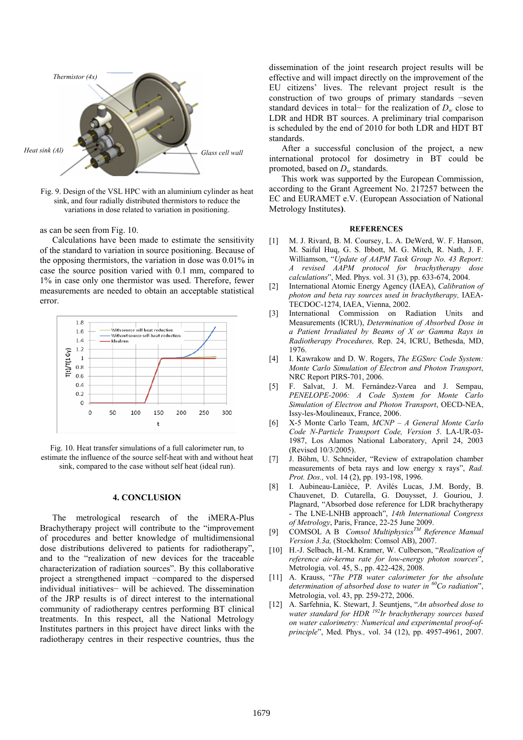Thermistor (4x)

Heat sink (Al)

Glass cell wall

Fig. 9. Design of the VSL HPC with an aluminium cylinder as heat sink, and four radially distributed thermistors to reduce the variations in dose related to variation in positioning.

as can be seen from Fig. 10.

Calculations have been made to estimate the sensitivity of the standard to variation in source positioning. Because of the opposing thermistors, the variation in dose was 0.01% in case the source position varied with 0.1 mm, compared to 1% in case only one thermistor was used. Therefore, fewer measurements are needed to obtain an acceptable statistical error.

T(t)/T(1 Gy)

1.8
1.6
1.4
1.2
1
0.8
0.6
0.4
0.2
0

0 50 100 150 200 250 300

t

With source self heat reduction
Without source self-heat reduction
Ideal run

Fig. 10. Heat transfer simulations of a full calorimeter run, to estimate the influence of the source self-heat with and without heat sink, compared to the case without self heat (ideal run).

## 4. CONCLUSION

The metrological research of the iMERA-Plus Brachytherapy project will contribute to the "improvement of procedures and better knowledge of multidimensional dose distributions delivered to patients for radiotherapy", and to the "realization of new devices for the traceable characterization of radiation sources". By this collaborative project a strengthened impact −compared to the dispersed individual initiatives− will be achieved. The dissemination of the JRP results is of direct interest to the international community of radiotherapy centres performing BT clinical treatments. In this respect, all the National Metrology Institutes partners in this project have direct links with the radiotherapy centres in their respective countries, thus the dissemination of the joint research project results will be effective and will impact directly on the improvement of the EU citizens' lives. The relevant project result is the construction of two groups of primary standards −seven standard devices in total− for the realization of $D_w$ close to LDR and HDR BT sources. A preliminary trial comparison is scheduled by the end of 2010 for both LDR and HDT BT standards.

After a successful conclusion of the project, a new international protocol for dosimetry in BT could be promoted, based on $D_w$ standards.

This work was supported by the European Commission, according to the Grant Agreement No. 217257 between the EC and EURAMET e.V. (European Association of National Metrology Institutes**)**.

## REFERENCES

[1] M. J. Rivard, B. M. Coursey, L. A. DeWerd, W. F. Hanson, M. G. Saiful Huq, G. S. Ibbott, M. G. Mitch, R. Nath, J. F. Williamson, "*Update of AAPM Task Group No. 43 Report: A revised AAPM protocol for brachytherapy dose calculations*", Med. Phys. vol. 31 (3), pp. 633-674, 2004.

[2] International Atomic Energy Agency (IAEA), *Calibration of photon and beta ray sources used in brachytherapy*, IAEA-TECDOC-1274, IAEA, Vienna, 2002.

[3] International Commission on Radiation Units and Measurements (ICRU), *Determination of Absorbed Dose in a Patient Irradiated by Beams of X or Gamma Rays in Radiotherapy Procedures,* Rep. 24, ICRU, Bethesda, MD, 1976.

[4] I. Kawrakow and D. W. Rogers, *The EGSnrc Code System: Monte Carlo Simulation of Electron and Photon Transport*, NRC Report PIRS-701, 2006.

[5] F. Salvat, J. M. Fernández-Varea and J. Sempau, *PENELOPE-2006: A Code System for Monte Carlo Simulation of Electron and Photon Transport*, OECD-NEA, Issy-les-Moulineaux, France, 2006.

[6] X-5 Monte Carlo Team, *MCNP – A General Monte Carlo Code N-Particle Transport Code, Version 5*. LA-UR-03-1987, Los Alamos National Laboratory, April 24, 2003 (Revised 10/3/2005).

[7] J. Böhm, U. Schneider, "Review of extrapolation chamber measurements of beta rays and low energy x rays", *Rad. Prot. Dos.*, vol. 14 (2), pp. 193-198, 1996.

[8] I. Aubineau-Lanièce, P. Avilés Lucas, J.M. Bordy, B. Chauvenet, D. Cutarella, G. Douysset, J. Gouriou, J. Plagnard, "Absorbed dose reference for LDR brachytherapy - The LNE-LNHB approach", *14th International Congress of Metrology*, Paris, France, 22-25 June 2009.

[9] COMSOL A B *Comsol Multiphysics*$^{TM}$ *Reference Manual Version 3.3a,* (Stockholm: Comsol AB), 2007.

[10] H.-J. Selbach, H.-M. Kramer, W. Culberson, "*Realization of reference air-kerma rate for low-energy photon sources*", Metrologia, vol. 45, S., pp. 422-428, 2008.

[11] A. Krauss, "*The PTB water calorimeter for the absolute determination of absorbed dose to water in* $^{60}$*Co radiation*", Metrologia, vol. 43, pp. 259-272, 2006.

[12] A. Sarfehnia, K. Stewart, J. Seuntjens, "*An absorbed dose to water standard for HDR* $^{192}$*Ir brachytherapy sources based on water calorimetry: Numerical and experimental proof-of-principle*", Med. Phys., vol. 34 (12), pp. 4957-4961, 2007.